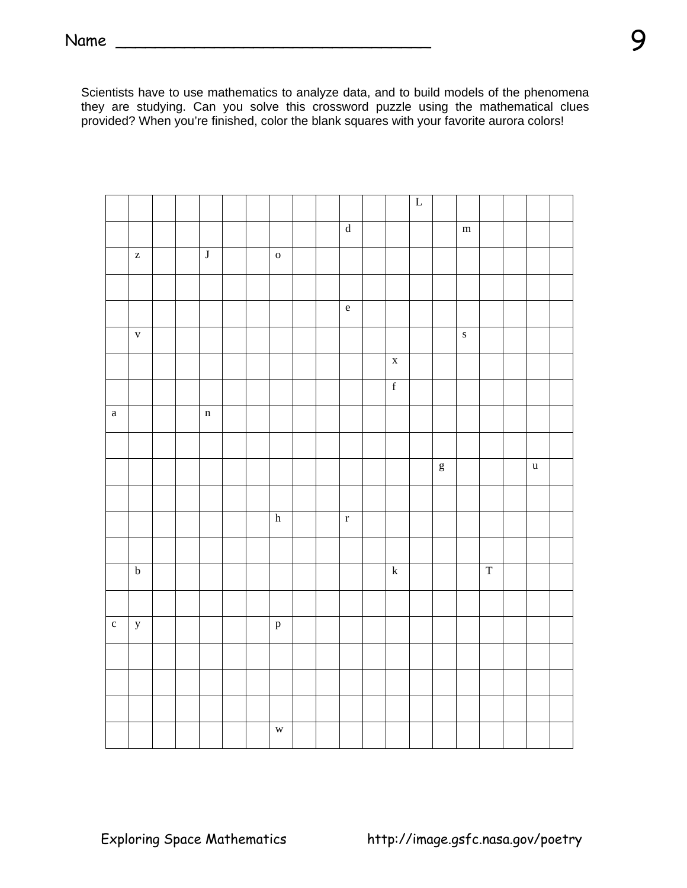Name ________________________________

Scientists have to use mathematics to analyze data, and to build models of the phenomena they are studying. Can you solve this crossword puzzle using the mathematical clues provided? When you're finished, color the blank squares with your favorite aurora colors!

| | | | | | | | | | | | | | L | | | | | | |
|---|---|---|---|---|---|---|---|---|---|---|---|---|---|---|---|---|---|---|---|
| | | | | | | | | | | d | | | | | m | | | | |
| | z | | | J | | | o | | | | | | | | | | | | |
| | | | | | | | | | | | | | | | | | | | |
| | | | | | | | | | | e | | | | | | | | | |
| | v | | | | | | | | | | | | | | s | | | | |
| | | | | | | | | | | | | x | | | | | | | |
| | | | | | | | | | | | | f | | | | | | | |
| a | | | | n | | | | | | | | | | | | | | | |
| | | | | | | | | | | | | | | | | | | | |
| | | | | | | | | | | | | | | g | | | | u | |
| | | | | | | | | | | | | | | | | | | | |
| | | | | | | | h | | | r | | | | | | | | | |
| | | | | | | | | | | | | | | | | | | | |
| | b | | | | | | | | | | | k | | | | T | | | |
| | | | | | | | | | | | | | | | | | | | |
| c | y | | | | | | p | | | | | | | | | | | | |
| | | | | | | | | | | | | | | | | | | | |
| | | | | | | | | | | | | | | | | | | | |
| | | | | | | | | | | | | | | | | | | | |
| | | | | | | | w | | | | | | | | | | | | |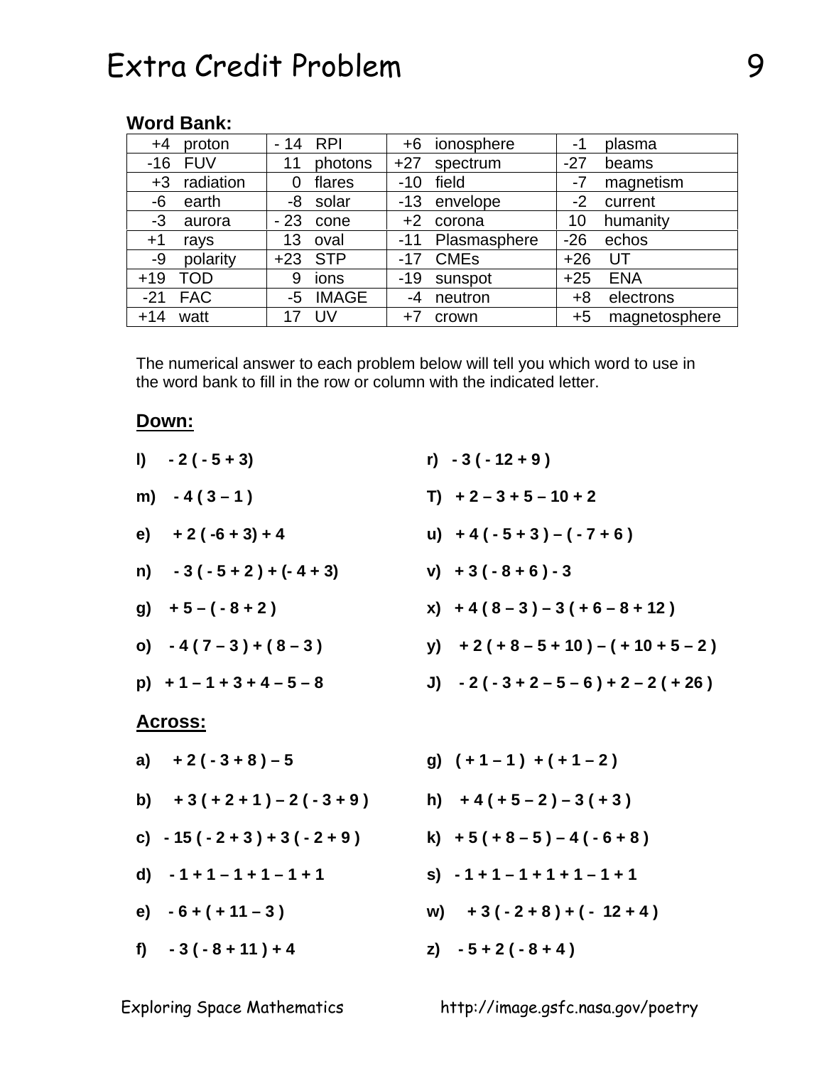# Extra Credit Problem 9

**Word Bank:**

| | | | |
|---|---|---|---|
| +4 proton | - 14 RPI | +6 ionosphere | -1 plasma |
| -16 FUV | 11 photons | +27 spectrum | -27 beams |
| +3 radiation | 0 flares | -10 field | -7 magnetism |
| -6 earth | -8 solar | -13 envelope | -2 current |
| -3 aurora | - 23 cone | +2 corona | 10 humanity |
| +1 rays | 13 oval | -11 Plasmasphere | -26 echos |
| -9 polarity | +23 STP | -17 CMEs | +26 UT |
| +19 TOD | 9 ions | -19 sunspot | +25 ENA |
| -21 FAC | -5 IMAGE | -4 neutron | +8 electrons |
| +14 watt | 17 UV | +7 crown | +5 magnetosphere |

The numerical answer to each problem below will tell you which word to use in the word bank to fill in the row or column with the indicated letter.

**Down:**

**l)** - 2 ( - 5 + 3)

**m)** - 4 ( 3 – 1 )

**e)** + 2 ( -6 + 3) + 4

**n)** - 3 ( - 5 + 2 ) + (- 4 + 3)

**g)** + 5 – ( - 8 + 2 )

**o)** - 4 ( 7 – 3 ) + ( 8 – 3 )

**p)** + 1 – 1 + 3 + 4 – 5 – 8

**r)** - 3 ( - 12 + 9 )

**T)** + 2 – 3 + 5 – 10 + 2

**u)** + 4 ( - 5 + 3 ) – ( - 7 + 6 )

**v)** + 3 ( - 8 + 6 ) - 3

**x)** + 4 ( 8 – 3 ) – 3 ( + 6 – 8 + 12 )

**y)** + 2 ( + 8 – 5 + 10 ) – ( + 10 + 5 – 2 )

**J)** - 2 ( - 3 + 2 – 5 – 6 ) + 2 – 2 ( + 26 )

**Across:**

**a)** + 2 ( - 3 + 8 ) – 5

**b)** + 3 ( + 2 + 1 ) – 2 ( - 3 + 9 )

**c)** - 15 ( - 2 + 3 ) + 3 ( - 2 + 9 )

**d)** - 1 + 1 – 1 + 1 – 1 + 1

**e)** - 6 + ( + 11 – 3 )

**f)** - 3 ( - 8 + 11 ) + 4

**g)** ( + 1 – 1 ) + ( + 1 – 2 )

**h)** + 4 ( + 5 – 2 ) – 3 ( + 3 )

**k)** + 5 ( + 8 – 5 ) – 4 ( - 6 + 8 )

**s)** - 1 + 1 – 1 + 1 + 1 – 1 + 1

**w)** + 3 ( - 2 + 8 ) + ( - 12 + 4 )

**z)** - 5 + 2 ( - 8 + 4 )

Exploring Space Mathematics http://image.gsfc.nasa.gov/poetry